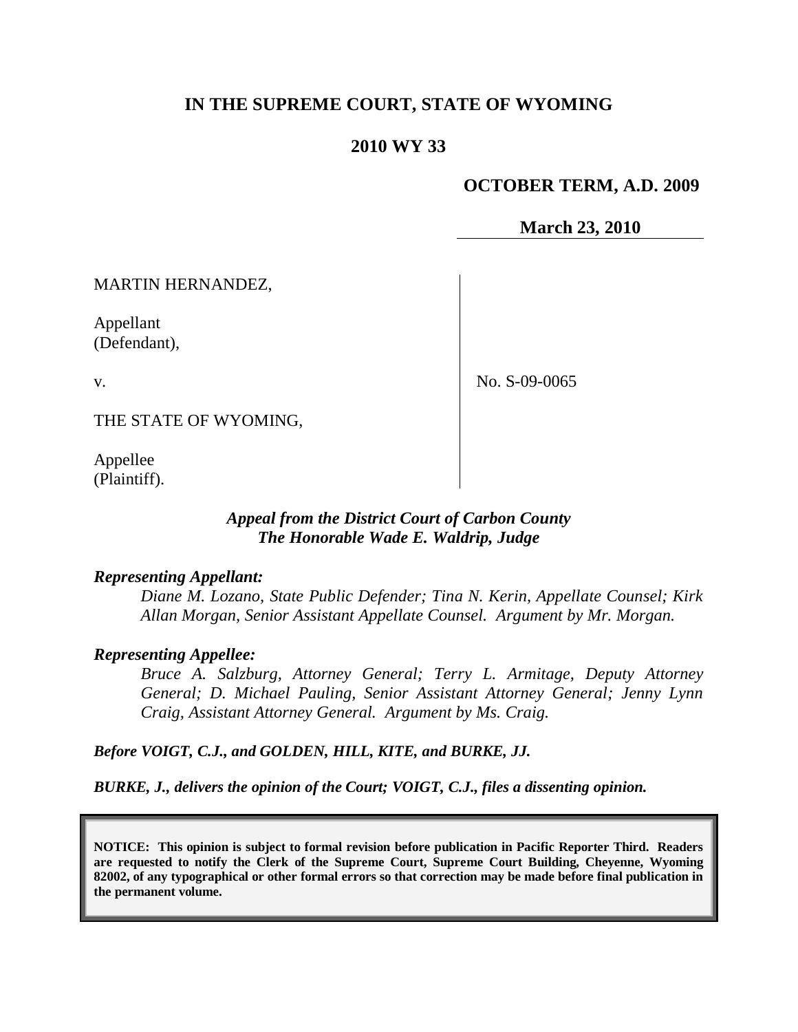# IN THE SUPREME COURT, STATE OF WYOMING

## 2010 WY 33

**OCTOBER TERM, A.D. 2009**

**March 23, 2010**

MARTIN HERNANDEZ,

Appellant
(Defendant),

v.

THE STATE OF WYOMING,

Appellee
(Plaintiff).

No. S-09-0065

***Appeal from the District Court of Carbon County***
***The Honorable Wade E. Waldrip, Judge***

***Representing Appellant:***

*Diane M. Lozano, State Public Defender; Tina N. Kerin, Appellate Counsel; Kirk Allan Morgan, Senior Assistant Appellate Counsel. Argument by Mr. Morgan.*

***Representing Appellee:***

*Bruce A. Salzburg, Attorney General; Terry L. Armitage, Deputy Attorney General; D. Michael Pauling, Senior Assistant Attorney General; Jenny Lynn Craig, Assistant Attorney General. Argument by Ms. Craig.*

***Before VOIGT, C.J., and GOLDEN, HILL, KITE, and BURKE, JJ.***

***BURKE, J., delivers the opinion of the Court; VOIGT, C.J., files a dissenting opinion.***

**NOTICE: This opinion is subject to formal revision before publication in Pacific Reporter Third. Readers are requested to notify the Clerk of the Supreme Court, Supreme Court Building, Cheyenne, Wyoming 82002, of any typographical or other formal errors so that correction may be made before final publication in the permanent volume.**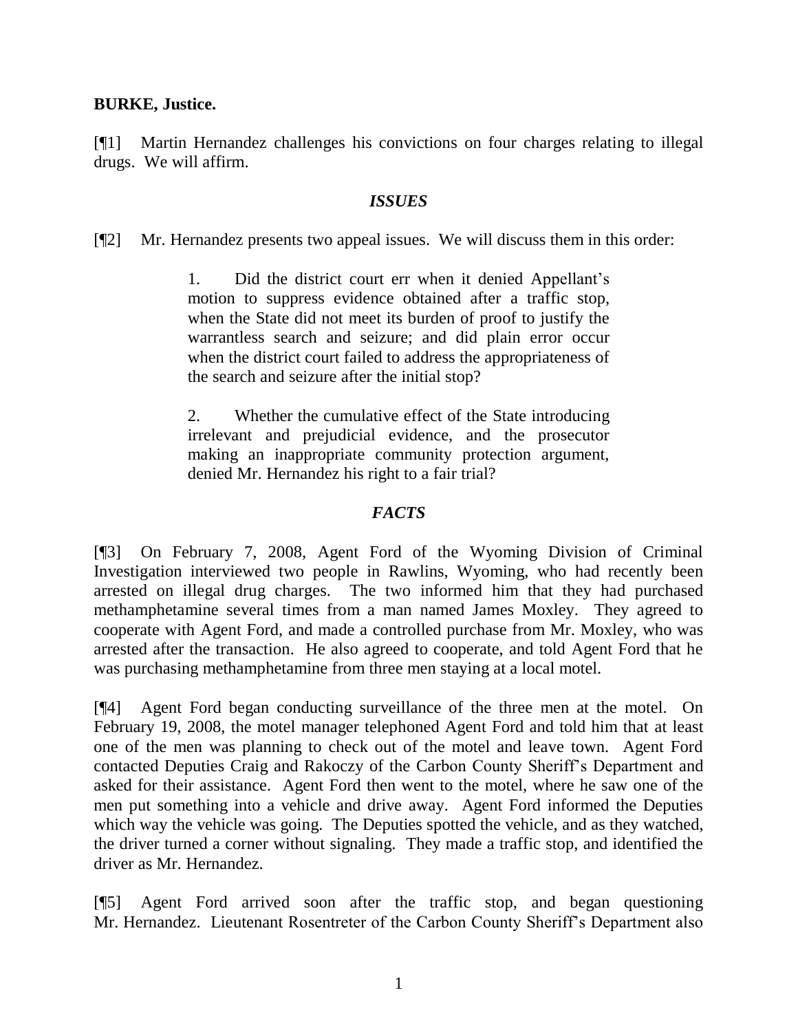**BURKE, Justice.**

[¶1] Martin Hernandez challenges his convictions on four charges relating to illegal drugs. We will affirm.

### *ISSUES*

[¶2] Mr. Hernandez presents two appeal issues. We will discuss them in this order:

> 1. Did the district court err when it denied Appellant's motion to suppress evidence obtained after a traffic stop, when the State did not meet its burden of proof to justify the warrantless search and seizure; and did plain error occur when the district court failed to address the appropriateness of the search and seizure after the initial stop?
>
> 2. Whether the cumulative effect of the State introducing irrelevant and prejudicial evidence, and the prosecutor making an inappropriate community protection argument, denied Mr. Hernandez his right to a fair trial?

### *FACTS*

[¶3] On February 7, 2008, Agent Ford of the Wyoming Division of Criminal Investigation interviewed two people in Rawlins, Wyoming, who had recently been arrested on illegal drug charges. The two informed him that they had purchased methamphetamine several times from a man named James Moxley. They agreed to cooperate with Agent Ford, and made a controlled purchase from Mr. Moxley, who was arrested after the transaction. He also agreed to cooperate, and told Agent Ford that he was purchasing methamphetamine from three men staying at a local motel.

[¶4] Agent Ford began conducting surveillance of the three men at the motel. On February 19, 2008, the motel manager telephoned Agent Ford and told him that at least one of the men was planning to check out of the motel and leave town. Agent Ford contacted Deputies Craig and Rakoczy of the Carbon County Sheriff's Department and asked for their assistance. Agent Ford then went to the motel, where he saw one of the men put something into a vehicle and drive away. Agent Ford informed the Deputies which way the vehicle was going. The Deputies spotted the vehicle, and as they watched, the driver turned a corner without signaling. They made a traffic stop, and identified the driver as Mr. Hernandez.

[¶5] Agent Ford arrived soon after the traffic stop, and began questioning Mr. Hernandez. Lieutenant Rosentreter of the Carbon County Sheriff's Department also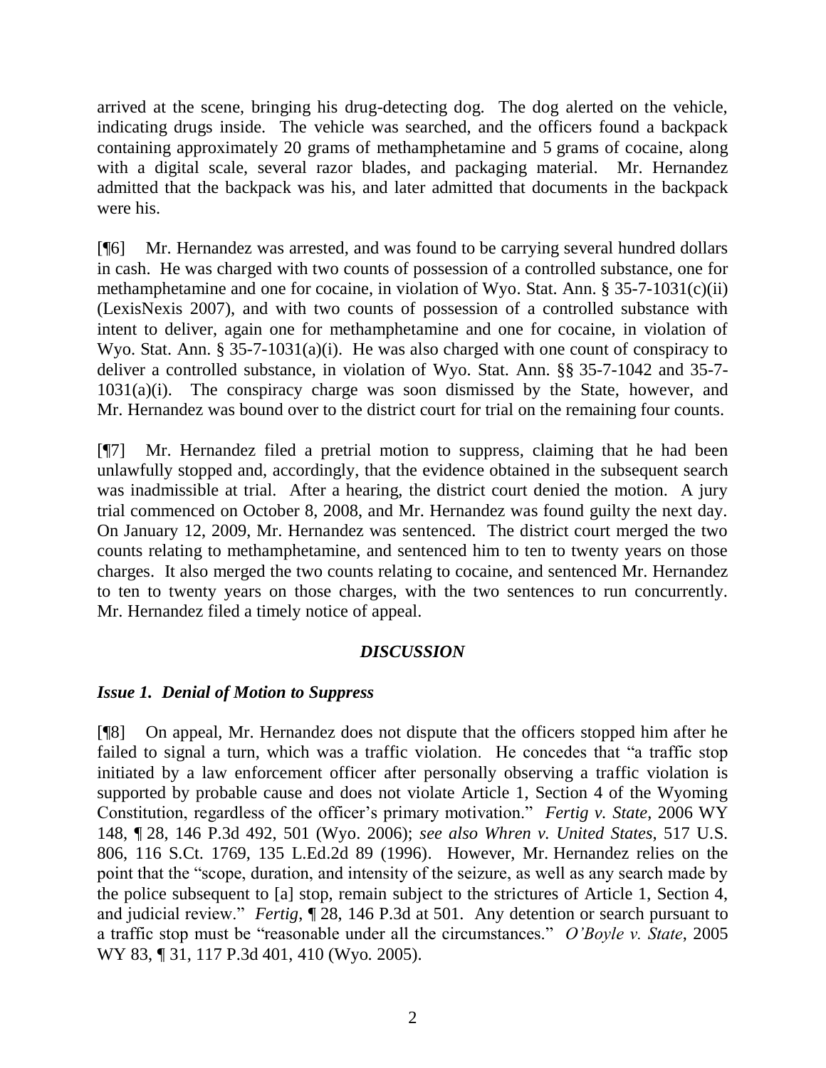arrived at the scene, bringing his drug-detecting dog. The dog alerted on the vehicle, indicating drugs inside. The vehicle was searched, and the officers found a backpack containing approximately 20 grams of methamphetamine and 5 grams of cocaine, along with a digital scale, several razor blades, and packaging material. Mr. Hernandez admitted that the backpack was his, and later admitted that documents in the backpack were his.

[¶6] Mr. Hernandez was arrested, and was found to be carrying several hundred dollars in cash. He was charged with two counts of possession of a controlled substance, one for methamphetamine and one for cocaine, in violation of Wyo. Stat. Ann. § 35-7-1031(c)(ii) (LexisNexis 2007), and with two counts of possession of a controlled substance with intent to deliver, again one for methamphetamine and one for cocaine, in violation of Wyo. Stat. Ann. § 35-7-1031(a)(i). He was also charged with one count of conspiracy to deliver a controlled substance, in violation of Wyo. Stat. Ann. §§ 35-7-1042 and 35-7-1031(a)(i). The conspiracy charge was soon dismissed by the State, however, and Mr. Hernandez was bound over to the district court for trial on the remaining four counts.

[¶7] Mr. Hernandez filed a pretrial motion to suppress, claiming that he had been unlawfully stopped and, accordingly, that the evidence obtained in the subsequent search was inadmissible at trial. After a hearing, the district court denied the motion. A jury trial commenced on October 8, 2008, and Mr. Hernandez was found guilty the next day. On January 12, 2009, Mr. Hernandez was sentenced. The district court merged the two counts relating to methamphetamine, and sentenced him to ten to twenty years on those charges. It also merged the two counts relating to cocaine, and sentenced Mr. Hernandez to ten to twenty years on those charges, with the two sentences to run concurrently. Mr. Hernandez filed a timely notice of appeal.

## *DISCUSSION*

### *Issue 1. Denial of Motion to Suppress*

[¶8] On appeal, Mr. Hernandez does not dispute that the officers stopped him after he failed to signal a turn, which was a traffic violation. He concedes that "a traffic stop initiated by a law enforcement officer after personally observing a traffic violation is supported by probable cause and does not violate Article 1, Section 4 of the Wyoming Constitution, regardless of the officer's primary motivation." *Fertig v. State*, 2006 WY 148, ¶ 28, 146 P.3d 492, 501 (Wyo. 2006); *see also Whren v. United States*, 517 U.S. 806, 116 S.Ct. 1769, 135 L.Ed.2d 89 (1996). However, Mr. Hernandez relies on the point that the "scope, duration, and intensity of the seizure, as well as any search made by the police subsequent to [a] stop, remain subject to the strictures of Article 1, Section 4, and judicial review." *Fertig*, ¶ 28, 146 P.3d at 501. Any detention or search pursuant to a traffic stop must be "reasonable under all the circumstances." *O'Boyle v. State*, 2005 WY 83, ¶ 31, 117 P.3d 401, 410 (Wyo. 2005).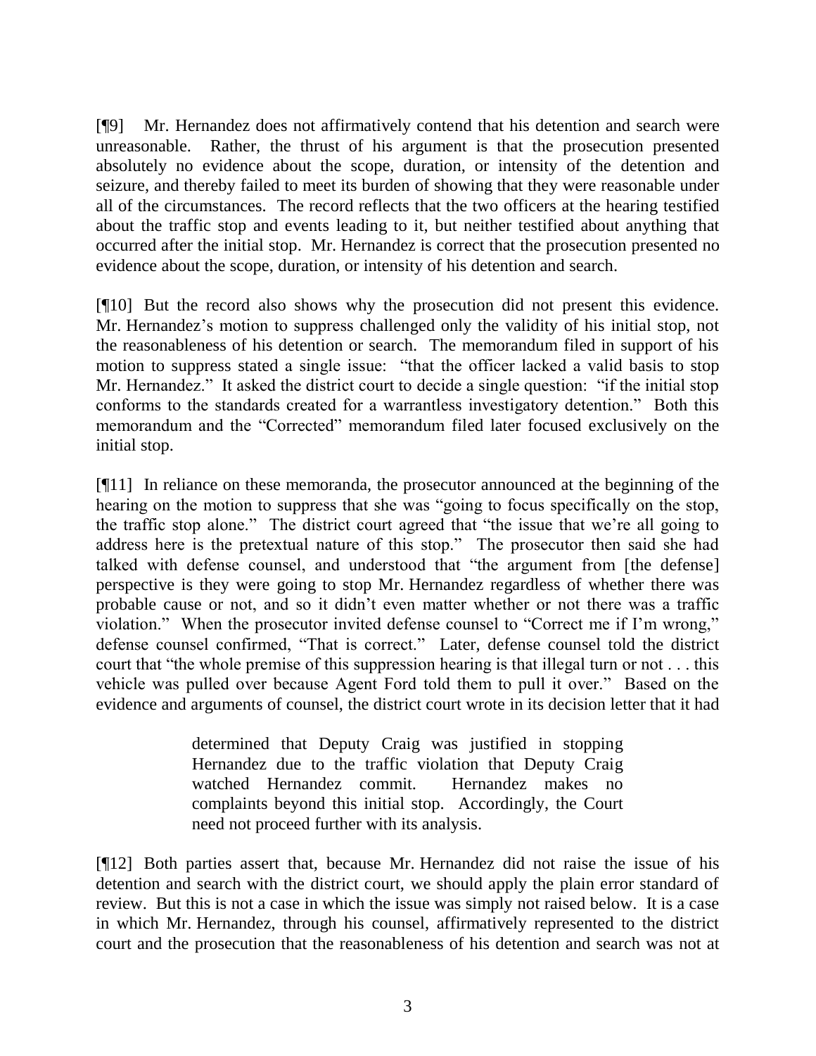[¶9] Mr. Hernandez does not affirmatively contend that his detention and search were unreasonable. Rather, the thrust of his argument is that the prosecution presented absolutely no evidence about the scope, duration, or intensity of the detention and seizure, and thereby failed to meet its burden of showing that they were reasonable under all of the circumstances. The record reflects that the two officers at the hearing testified about the traffic stop and events leading to it, but neither testified about anything that occurred after the initial stop. Mr. Hernandez is correct that the prosecution presented no evidence about the scope, duration, or intensity of his detention and search.

[¶10] But the record also shows why the prosecution did not present this evidence. Mr. Hernandez's motion to suppress challenged only the validity of his initial stop, not the reasonableness of his detention or search. The memorandum filed in support of his motion to suppress stated a single issue: "that the officer lacked a valid basis to stop Mr. Hernandez." It asked the district court to decide a single question: "if the initial stop conforms to the standards created for a warrantless investigatory detention." Both this memorandum and the "Corrected" memorandum filed later focused exclusively on the initial stop.

[¶11] In reliance on these memoranda, the prosecutor announced at the beginning of the hearing on the motion to suppress that she was "going to focus specifically on the stop, the traffic stop alone." The district court agreed that "the issue that we're all going to address here is the pretextual nature of this stop." The prosecutor then said she had talked with defense counsel, and understood that "the argument from [the defense] perspective is they were going to stop Mr. Hernandez regardless of whether there was probable cause or not, and so it didn't even matter whether or not there was a traffic violation." When the prosecutor invited defense counsel to "Correct me if I'm wrong," defense counsel confirmed, "That is correct." Later, defense counsel told the district court that "the whole premise of this suppression hearing is that illegal turn or not . . . this vehicle was pulled over because Agent Ford told them to pull it over." Based on the evidence and arguments of counsel, the district court wrote in its decision letter that it had

> determined that Deputy Craig was justified in stopping Hernandez due to the traffic violation that Deputy Craig watched Hernandez commit. Hernandez makes no complaints beyond this initial stop. Accordingly, the Court need not proceed further with its analysis.

[¶12] Both parties assert that, because Mr. Hernandez did not raise the issue of his detention and search with the district court, we should apply the plain error standard of review. But this is not a case in which the issue was simply not raised below. It is a case in which Mr. Hernandez, through his counsel, affirmatively represented to the district court and the prosecution that the reasonableness of his detention and search was not at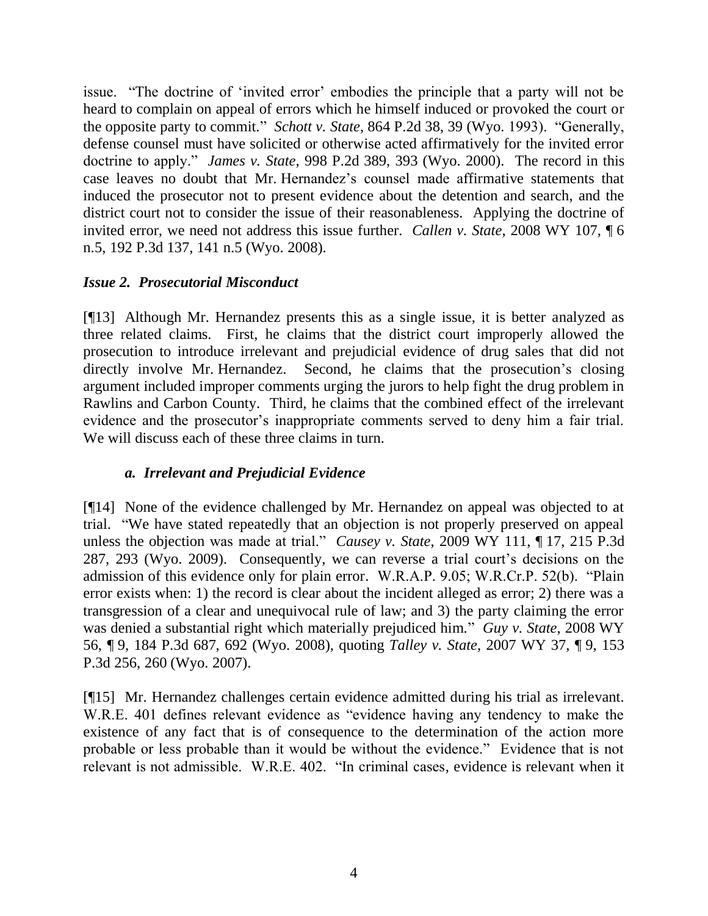issue. "The doctrine of 'invited error' embodies the principle that a party will not be heard to complain on appeal of errors which he himself induced or provoked the court or the opposite party to commit." *Schott v. State*, 864 P.2d 38, 39 (Wyo. 1993). "Generally, defense counsel must have solicited or otherwise acted affirmatively for the invited error doctrine to apply." *James v. State*, 998 P.2d 389, 393 (Wyo. 2000). The record in this case leaves no doubt that Mr. Hernandez's counsel made affirmative statements that induced the prosecutor not to present evidence about the detention and search, and the district court not to consider the issue of their reasonableness. Applying the doctrine of invited error, we need not address this issue further. *Callen v. State*, 2008 WY 107, ¶ 6 n.5, 192 P.3d 137, 141 n.5 (Wyo. 2008).

### *Issue 2. Prosecutorial Misconduct*

[¶13] Although Mr. Hernandez presents this as a single issue, it is better analyzed as three related claims. First, he claims that the district court improperly allowed the prosecution to introduce irrelevant and prejudicial evidence of drug sales that did not directly involve Mr. Hernandez. Second, he claims that the prosecution's closing argument included improper comments urging the jurors to help fight the drug problem in Rawlins and Carbon County. Third, he claims that the combined effect of the irrelevant evidence and the prosecutor's inappropriate comments served to deny him a fair trial. We will discuss each of these three claims in turn.

#### *a. Irrelevant and Prejudicial Evidence*

[¶14] None of the evidence challenged by Mr. Hernandez on appeal was objected to at trial. "We have stated repeatedly that an objection is not properly preserved on appeal unless the objection was made at trial." *Causey v. State*, 2009 WY 111, ¶ 17, 215 P.3d 287, 293 (Wyo. 2009). Consequently, we can reverse a trial court's decisions on the admission of this evidence only for plain error. W.R.A.P. 9.05; W.R.Cr.P. 52(b). "Plain error exists when: 1) the record is clear about the incident alleged as error; 2) there was a transgression of a clear and unequivocal rule of law; and 3) the party claiming the error was denied a substantial right which materially prejudiced him." *Guy v. State*, 2008 WY 56, ¶ 9, 184 P.3d 687, 692 (Wyo. 2008), quoting *Talley v. State*, 2007 WY 37, ¶ 9, 153 P.3d 256, 260 (Wyo. 2007).

[¶15] Mr. Hernandez challenges certain evidence admitted during his trial as irrelevant. W.R.E. 401 defines relevant evidence as "evidence having any tendency to make the existence of any fact that is of consequence to the determination of the action more probable or less probable than it would be without the evidence." Evidence that is not relevant is not admissible. W.R.E. 402. "In criminal cases, evidence is relevant when it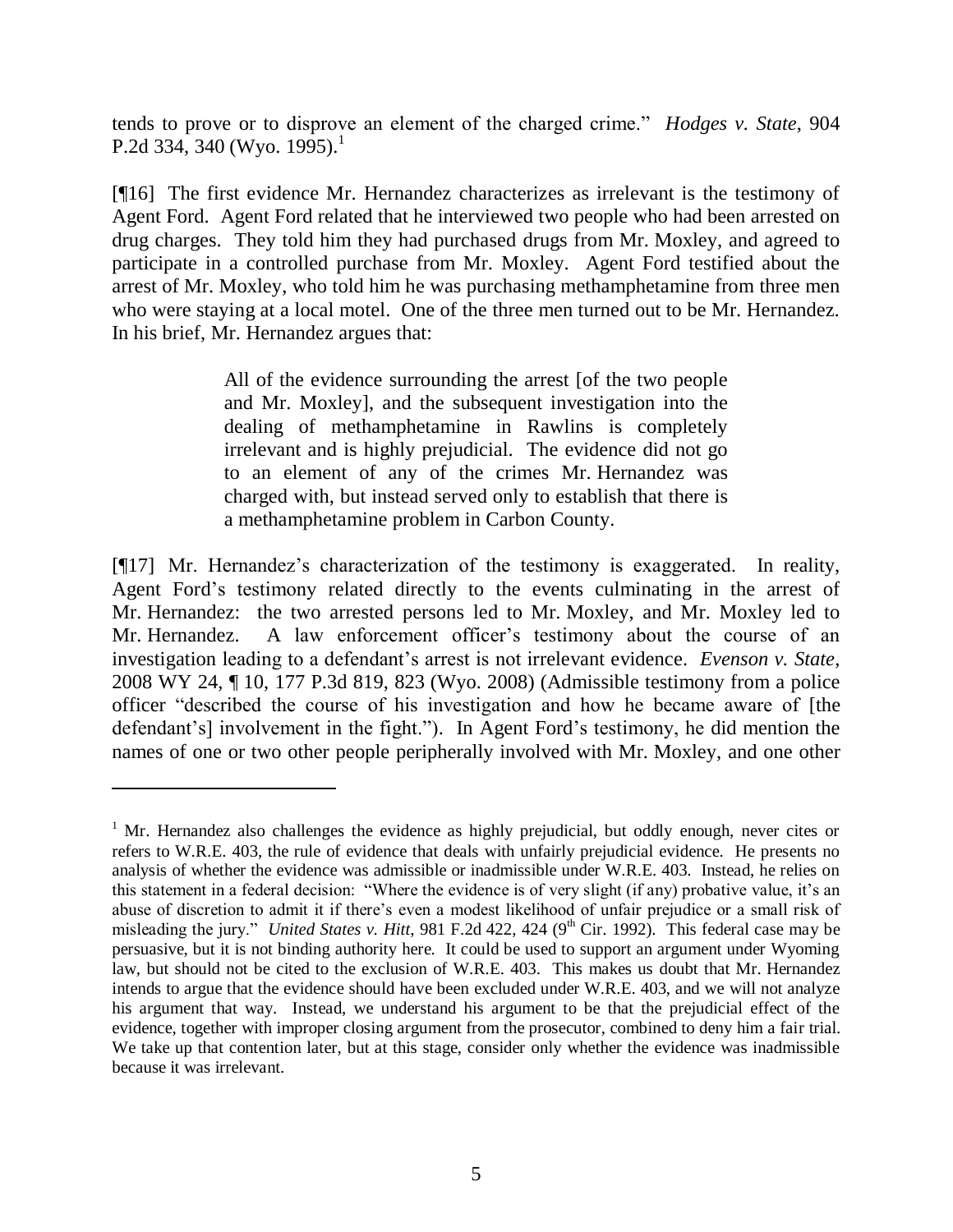tends to prove or to disprove an element of the charged crime." *Hodges v. State*, 904 P.2d 334, 340 (Wyo. 1995).[1]

[¶16] The first evidence Mr. Hernandez characterizes as irrelevant is the testimony of Agent Ford. Agent Ford related that he interviewed two people who had been arrested on drug charges. They told him they had purchased drugs from Mr. Moxley, and agreed to participate in a controlled purchase from Mr. Moxley. Agent Ford testified about the arrest of Mr. Moxley, who told him he was purchasing methamphetamine from three men who were staying at a local motel. One of the three men turned out to be Mr. Hernandez. In his brief, Mr. Hernandez argues that:

> All of the evidence surrounding the arrest [of the two people and Mr. Moxley], and the subsequent investigation into the dealing of methamphetamine in Rawlins is completely irrelevant and is highly prejudicial. The evidence did not go to an element of any of the crimes Mr. Hernandez was charged with, but instead served only to establish that there is a methamphetamine problem in Carbon County.

[¶17] Mr. Hernandez's characterization of the testimony is exaggerated. In reality, Agent Ford's testimony related directly to the events culminating in the arrest of Mr. Hernandez: the two arrested persons led to Mr. Moxley, and Mr. Moxley led to Mr. Hernandez. A law enforcement officer's testimony about the course of an investigation leading to a defendant's arrest is not irrelevant evidence. *Evenson v. State*, 2008 WY 24, ¶ 10, 177 P.3d 819, 823 (Wyo. 2008) (Admissible testimony from a police officer "described the course of his investigation and how he became aware of [the defendant's] involvement in the fight."). In Agent Ford's testimony, he did mention the names of one or two other people peripherally involved with Mr. Moxley, and one other

---

[1] Mr. Hernandez also challenges the evidence as highly prejudicial, but oddly enough, never cites or refers to W.R.E. 403, the rule of evidence that deals with unfairly prejudicial evidence. He presents no analysis of whether the evidence was admissible or inadmissible under W.R.E. 403. Instead, he relies on this statement in a federal decision: "Where the evidence is of very slight (if any) probative value, it's an abuse of discretion to admit it if there's even a modest likelihood of unfair prejudice or a small risk of misleading the jury." *United States v. Hitt*, 981 F.2d 422, 424 (9th Cir. 1992). This federal case may be persuasive, but it is not binding authority here. It could be used to support an argument under Wyoming law, but should not be cited to the exclusion of W.R.E. 403. This makes us doubt that Mr. Hernandez intends to argue that the evidence should have been excluded under W.R.E. 403, and we will not analyze his argument that way. Instead, we understand his argument to be that the prejudicial effect of the evidence, together with improper closing argument from the prosecutor, combined to deny him a fair trial. We take up that contention later, but at this stage, consider only whether the evidence was inadmissible because it was irrelevant.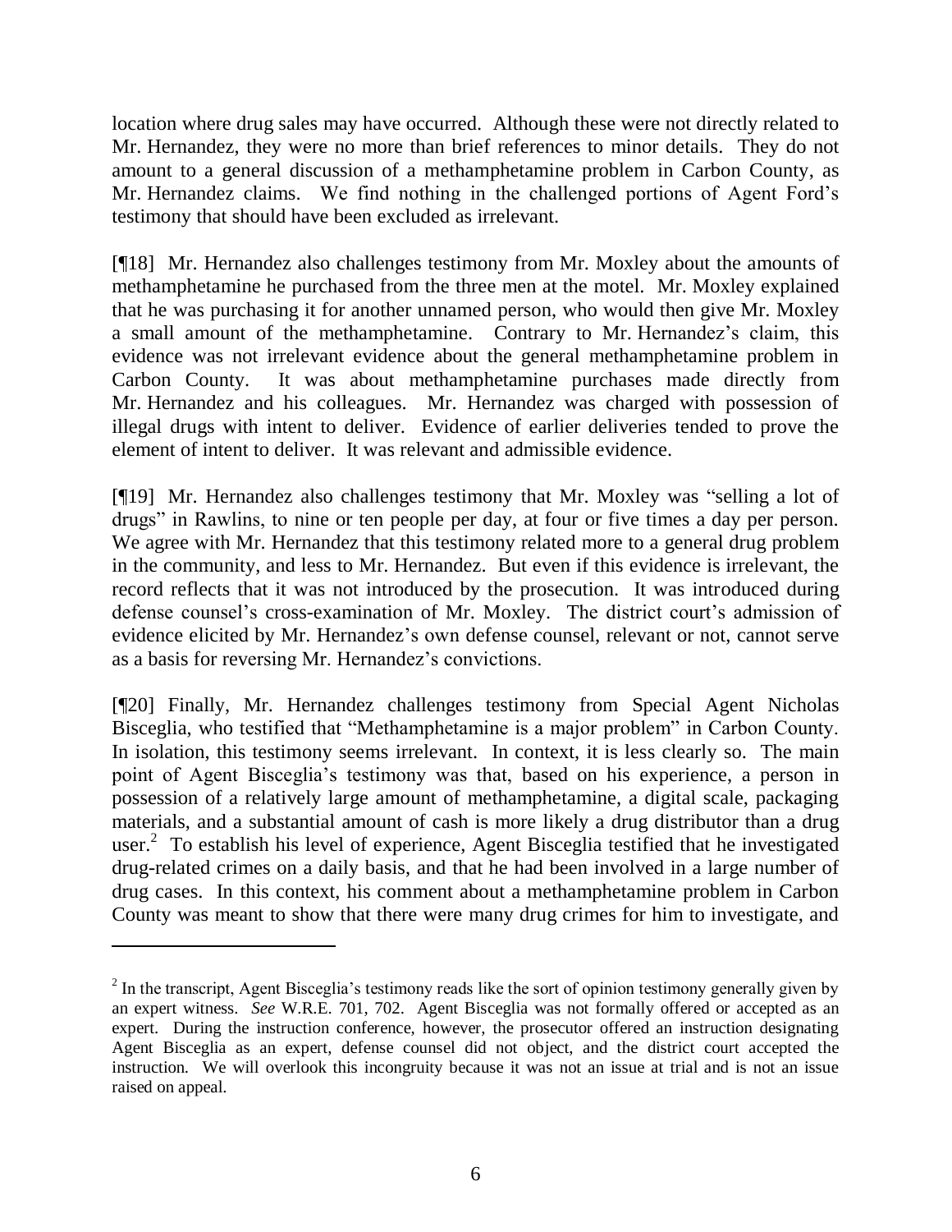location where drug sales may have occurred. Although these were not directly related to Mr. Hernandez, they were no more than brief references to minor details. They do not amount to a general discussion of a methamphetamine problem in Carbon County, as Mr. Hernandez claims. We find nothing in the challenged portions of Agent Ford's testimony that should have been excluded as irrelevant.

[¶18] Mr. Hernandez also challenges testimony from Mr. Moxley about the amounts of methamphetamine he purchased from the three men at the motel. Mr. Moxley explained that he was purchasing it for another unnamed person, who would then give Mr. Moxley a small amount of the methamphetamine. Contrary to Mr. Hernandez's claim, this evidence was not irrelevant evidence about the general methamphetamine problem in Carbon County. It was about methamphetamine purchases made directly from Mr. Hernandez and his colleagues. Mr. Hernandez was charged with possession of illegal drugs with intent to deliver. Evidence of earlier deliveries tended to prove the element of intent to deliver. It was relevant and admissible evidence.

[¶19] Mr. Hernandez also challenges testimony that Mr. Moxley was "selling a lot of drugs" in Rawlins, to nine or ten people per day, at four or five times a day per person. We agree with Mr. Hernandez that this testimony related more to a general drug problem in the community, and less to Mr. Hernandez. But even if this evidence is irrelevant, the record reflects that it was not introduced by the prosecution. It was introduced during defense counsel's cross-examination of Mr. Moxley. The district court's admission of evidence elicited by Mr. Hernandez's own defense counsel, relevant or not, cannot serve as a basis for reversing Mr. Hernandez's convictions.

[¶20] Finally, Mr. Hernandez challenges testimony from Special Agent Nicholas Bisceglia, who testified that "Methamphetamine is a major problem" in Carbon County. In isolation, this testimony seems irrelevant. In context, it is less clearly so. The main point of Agent Bisceglia's testimony was that, based on his experience, a person in possession of a relatively large amount of methamphetamine, a digital scale, packaging materials, and a substantial amount of cash is more likely a drug distributor than a drug user.[2] To establish his level of experience, Agent Bisceglia testified that he investigated drug-related crimes on a daily basis, and that he had been involved in a large number of drug cases. In this context, his comment about a methamphetamine problem in Carbon County was meant to show that there were many drug crimes for him to investigate, and

---

[2] In the transcript, Agent Bisceglia's testimony reads like the sort of opinion testimony generally given by an expert witness. *See* W.R.E. 701, 702. Agent Bisceglia was not formally offered or accepted as an expert. During the instruction conference, however, the prosecutor offered an instruction designating Agent Bisceglia as an expert, defense counsel did not object, and the district court accepted the instruction. We will overlook this incongruity because it was not an issue at trial and is not an issue raised on appeal.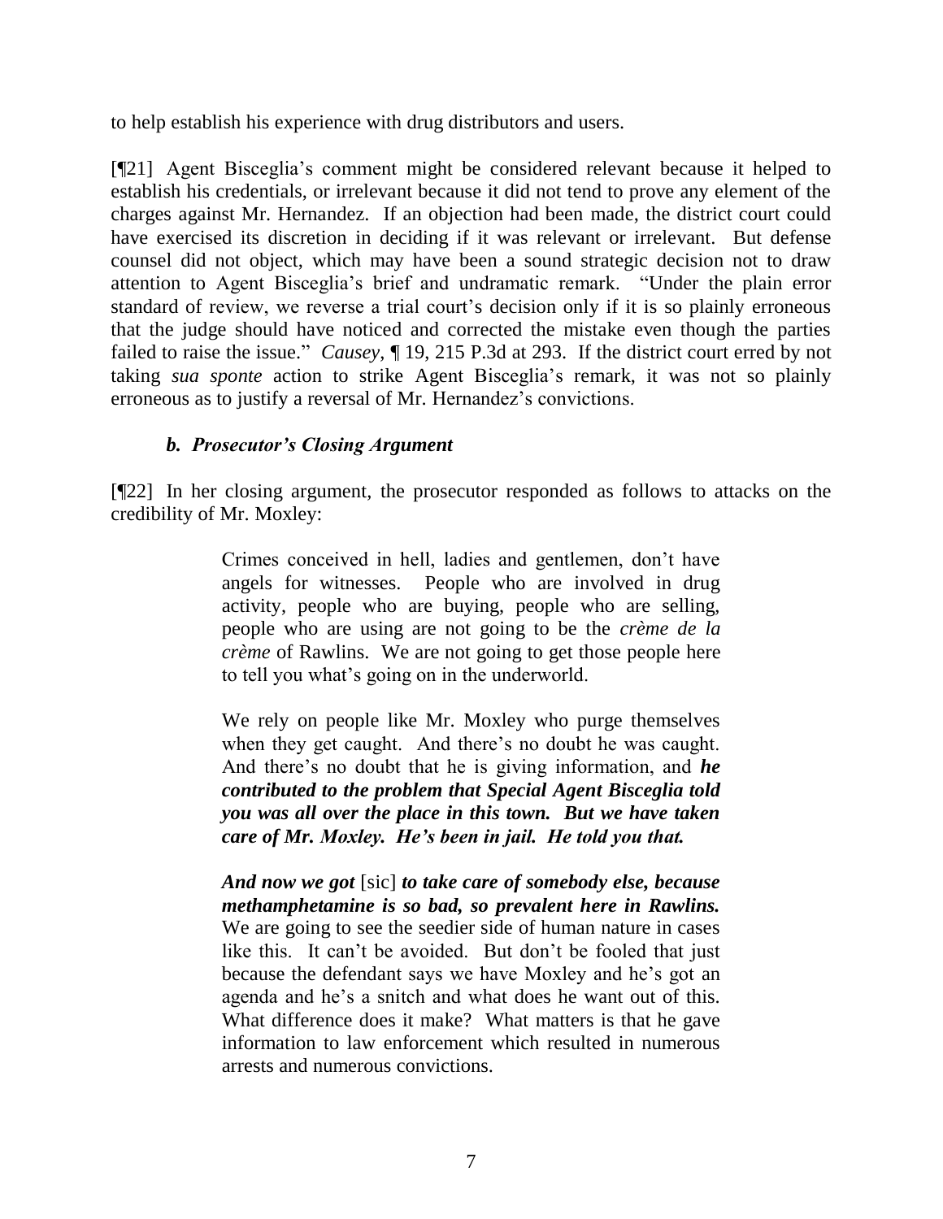to help establish his experience with drug distributors and users.

[¶21] Agent Bisceglia's comment might be considered relevant because it helped to establish his credentials, or irrelevant because it did not tend to prove any element of the charges against Mr. Hernandez. If an objection had been made, the district court could have exercised its discretion in deciding if it was relevant or irrelevant. But defense counsel did not object, which may have been a sound strategic decision not to draw attention to Agent Bisceglia's brief and undramatic remark. "Under the plain error standard of review, we reverse a trial court's decision only if it is so plainly erroneous that the judge should have noticed and corrected the mistake even though the parties failed to raise the issue." *Causey*, ¶ 19, 215 P.3d at 293. If the district court erred by not taking *sua sponte* action to strike Agent Bisceglia's remark, it was not so plainly erroneous as to justify a reversal of Mr. Hernandez's convictions.

### *b. Prosecutor's Closing Argument*

[¶22] In her closing argument, the prosecutor responded as follows to attacks on the credibility of Mr. Moxley:

> Crimes conceived in hell, ladies and gentlemen, don't have angels for witnesses. People who are involved in drug activity, people who are buying, people who are selling, people who are using are not going to be the *crème de la crème* of Rawlins. We are not going to get those people here to tell you what's going on in the underworld.
>
> We rely on people like Mr. Moxley who purge themselves when they get caught. And there's no doubt he was caught. And there's no doubt that he is giving information, and ***he contributed to the problem that Special Agent Bisceglia told you was all over the place in this town. But we have taken care of Mr. Moxley. He's been in jail. He told you that.***
>
> ***And now we got*** [sic] ***to take care of somebody else, because methamphetamine is so bad, so prevalent here in Rawlins.*** We are going to see the seedier side of human nature in cases like this. It can't be avoided. But don't be fooled that just because the defendant says we have Moxley and he's got an agenda and he's a snitch and what does he want out of this. What difference does it make? What matters is that he gave information to law enforcement which resulted in numerous arrests and numerous convictions.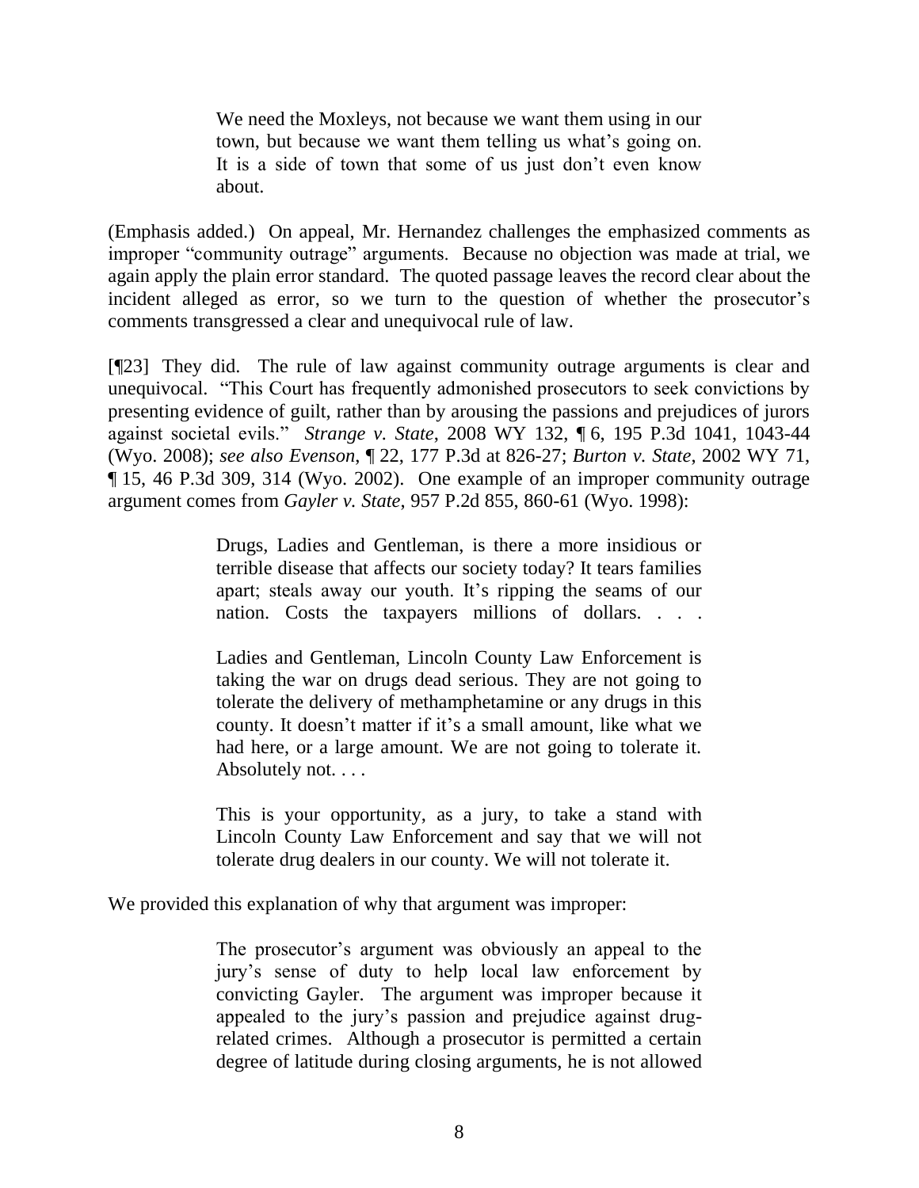> We need the Moxleys, not because we want them using in our town, but because we want them telling us what's going on. It is a side of town that some of us just don't even know about.

(Emphasis added.) On appeal, Mr. Hernandez challenges the emphasized comments as improper "community outrage" arguments. Because no objection was made at trial, we again apply the plain error standard. The quoted passage leaves the record clear about the incident alleged as error, so we turn to the question of whether the prosecutor's comments transgressed a clear and unequivocal rule of law.

[¶23] They did. The rule of law against community outrage arguments is clear and unequivocal. "This Court has frequently admonished prosecutors to seek convictions by presenting evidence of guilt, rather than by arousing the passions and prejudices of jurors against societal evils." *Strange v. State*, 2008 WY 132, ¶ 6, 195 P.3d 1041, 1043-44 (Wyo. 2008); *see also Evenson*, ¶ 22, 177 P.3d at 826-27; *Burton v. State*, 2002 WY 71, ¶ 15, 46 P.3d 309, 314 (Wyo. 2002). One example of an improper community outrage argument comes from *Gayler v. State*, 957 P.2d 855, 860-61 (Wyo. 1998):

> Drugs, Ladies and Gentleman, is there a more insidious or terrible disease that affects our society today? It tears families apart; steals away our youth. It's ripping the seams of our nation. Costs the taxpayers millions of dollars. . . .
>
> Ladies and Gentleman, Lincoln County Law Enforcement is taking the war on drugs dead serious. They are not going to tolerate the delivery of methamphetamine or any drugs in this county. It doesn't matter if it's a small amount, like what we had here, or a large amount. We are not going to tolerate it. Absolutely not. . . .
>
> This is your opportunity, as a jury, to take a stand with Lincoln County Law Enforcement and say that we will not tolerate drug dealers in our county. We will not tolerate it.

We provided this explanation of why that argument was improper:

> The prosecutor's argument was obviously an appeal to the jury's sense of duty to help local law enforcement by convicting Gayler. The argument was improper because it appealed to the jury's passion and prejudice against drug-related crimes. Although a prosecutor is permitted a certain degree of latitude during closing arguments, he is not allowed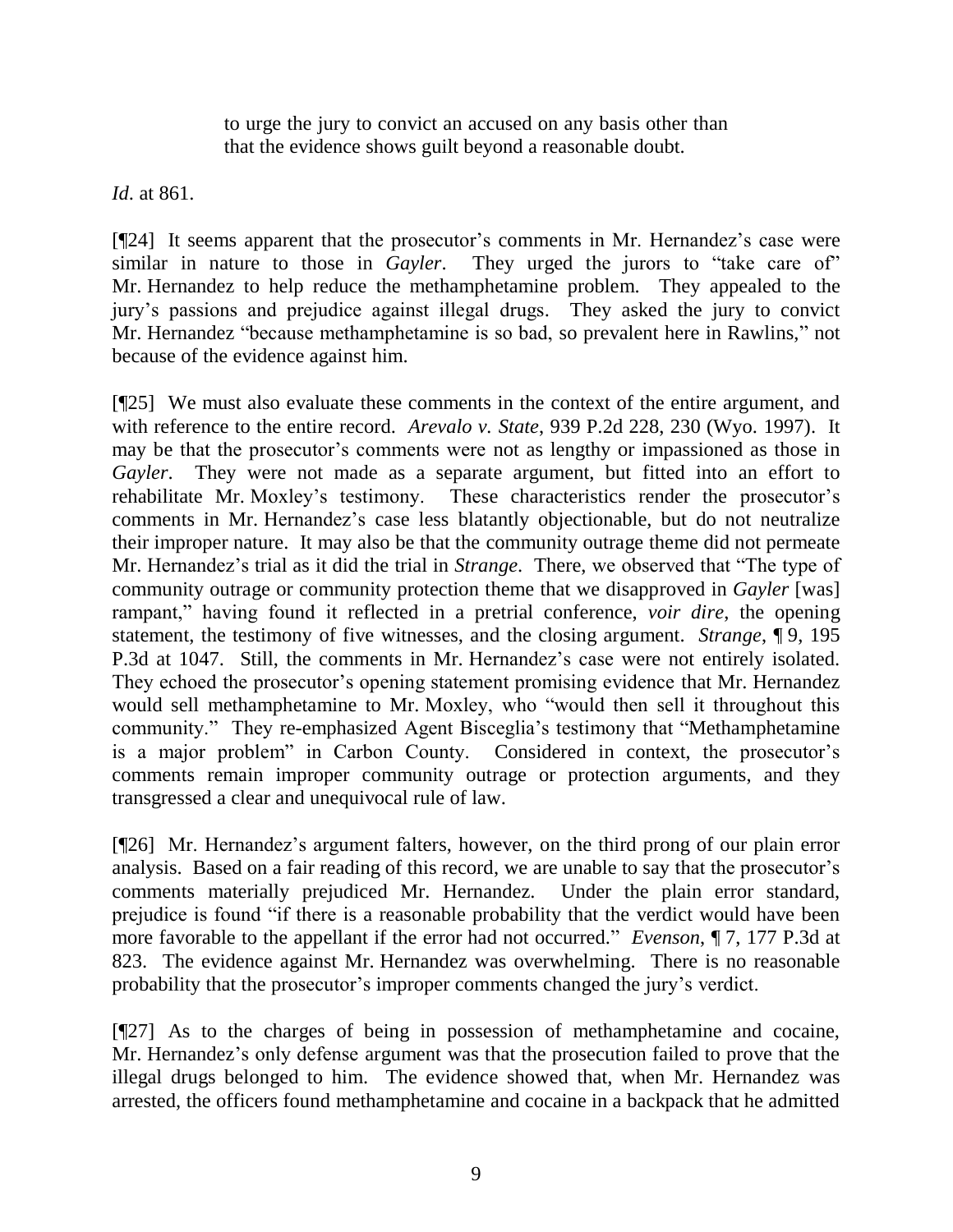> to urge the jury to convict an accused on any basis other than that the evidence shows guilt beyond a reasonable doubt.

*Id*. at 861.

[¶24] It seems apparent that the prosecutor's comments in Mr. Hernandez's case were similar in nature to those in *Gayler*. They urged the jurors to "take care of" Mr. Hernandez to help reduce the methamphetamine problem. They appealed to the jury's passions and prejudice against illegal drugs. They asked the jury to convict Mr. Hernandez "because methamphetamine is so bad, so prevalent here in Rawlins," not because of the evidence against him.

[¶25] We must also evaluate these comments in the context of the entire argument, and with reference to the entire record. *Arevalo v. State*, 939 P.2d 228, 230 (Wyo. 1997). It may be that the prosecutor's comments were not as lengthy or impassioned as those in *Gayler*. They were not made as a separate argument, but fitted into an effort to rehabilitate Mr. Moxley's testimony. These characteristics render the prosecutor's comments in Mr. Hernandez's case less blatantly objectionable, but do not neutralize their improper nature. It may also be that the community outrage theme did not permeate Mr. Hernandez's trial as it did the trial in *Strange*. There, we observed that "The type of community outrage or community protection theme that we disapproved in *Gayler* [was] rampant," having found it reflected in a pretrial conference, *voir dire*, the opening statement, the testimony of five witnesses, and the closing argument. *Strange*, ¶ 9, 195 P.3d at 1047. Still, the comments in Mr. Hernandez's case were not entirely isolated. They echoed the prosecutor's opening statement promising evidence that Mr. Hernandez would sell methamphetamine to Mr. Moxley, who "would then sell it throughout this community." They re-emphasized Agent Bisceglia's testimony that "Methamphetamine is a major problem" in Carbon County. Considered in context, the prosecutor's comments remain improper community outrage or protection arguments, and they transgressed a clear and unequivocal rule of law.

[¶26] Mr. Hernandez's argument falters, however, on the third prong of our plain error analysis. Based on a fair reading of this record, we are unable to say that the prosecutor's comments materially prejudiced Mr. Hernandez. Under the plain error standard, prejudice is found "if there is a reasonable probability that the verdict would have been more favorable to the appellant if the error had not occurred." *Evenson*, ¶ 7, 177 P.3d at 823. The evidence against Mr. Hernandez was overwhelming. There is no reasonable probability that the prosecutor's improper comments changed the jury's verdict.

[¶27] As to the charges of being in possession of methamphetamine and cocaine, Mr. Hernandez's only defense argument was that the prosecution failed to prove that the illegal drugs belonged to him. The evidence showed that, when Mr. Hernandez was arrested, the officers found methamphetamine and cocaine in a backpack that he admitted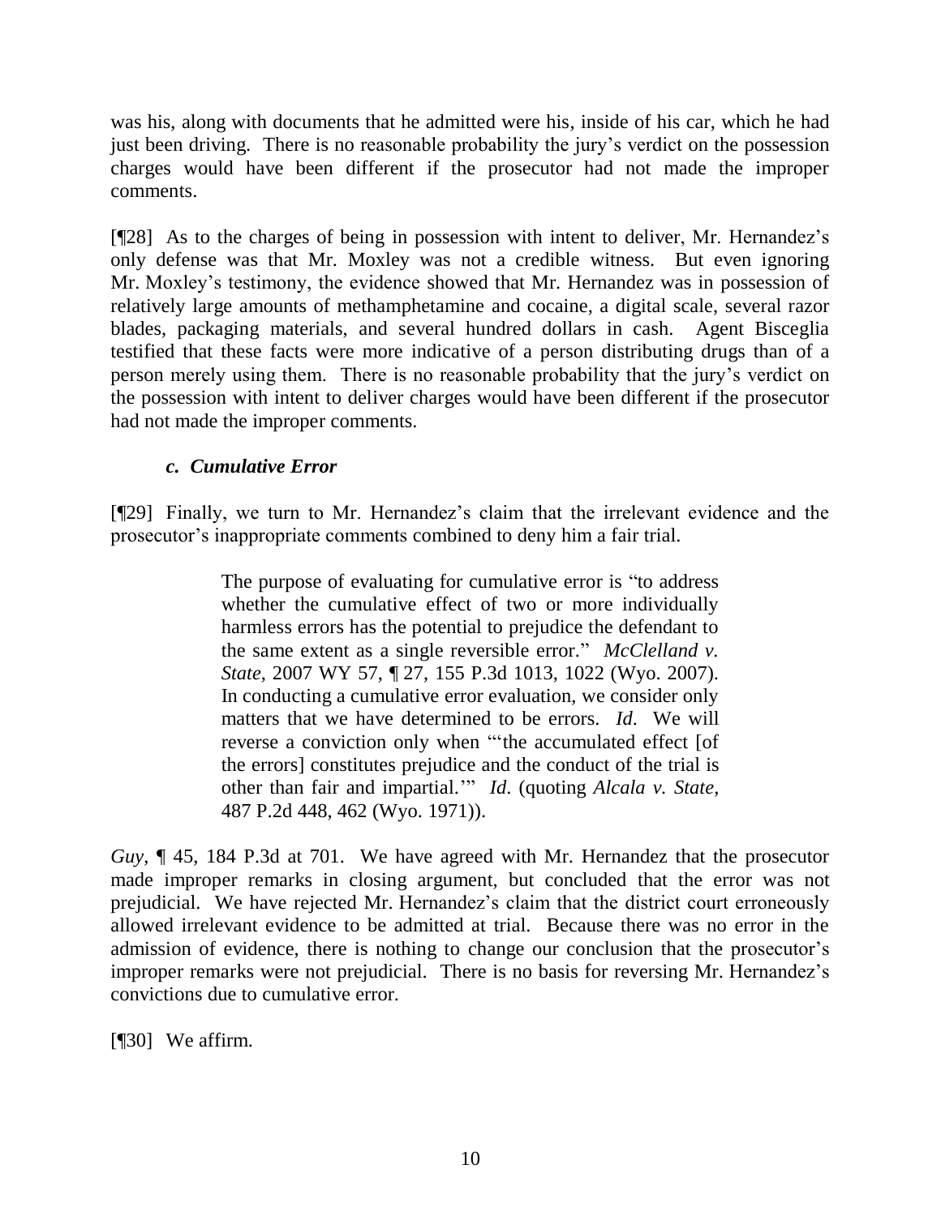was his, along with documents that he admitted were his, inside of his car, which he had just been driving. There is no reasonable probability the jury's verdict on the possession charges would have been different if the prosecutor had not made the improper comments.

[¶28] As to the charges of being in possession with intent to deliver, Mr. Hernandez's only defense was that Mr. Moxley was not a credible witness. But even ignoring Mr. Moxley's testimony, the evidence showed that Mr. Hernandez was in possession of relatively large amounts of methamphetamine and cocaine, a digital scale, several razor blades, packaging materials, and several hundred dollars in cash. Agent Bisceglia testified that these facts were more indicative of a person distributing drugs than of a person merely using them. There is no reasonable probability that the jury's verdict on the possession with intent to deliver charges would have been different if the prosecutor had not made the improper comments.

### *c. Cumulative Error*

[¶29] Finally, we turn to Mr. Hernandez's claim that the irrelevant evidence and the prosecutor's inappropriate comments combined to deny him a fair trial.

> The purpose of evaluating for cumulative error is "to address whether the cumulative effect of two or more individually harmless errors has the potential to prejudice the defendant to the same extent as a single reversible error." *McClelland v. State*, 2007 WY 57, ¶ 27, 155 P.3d 1013, 1022 (Wyo. 2007). In conducting a cumulative error evaluation, we consider only matters that we have determined to be errors. *Id*. We will reverse a conviction only when "'the accumulated effect [of the errors] constitutes prejudice and the conduct of the trial is other than fair and impartial.'" *Id*. (quoting *Alcala v. State*, 487 P.2d 448, 462 (Wyo. 1971)).

*Guy*, ¶ 45, 184 P.3d at 701. We have agreed with Mr. Hernandez that the prosecutor made improper remarks in closing argument, but concluded that the error was not prejudicial. We have rejected Mr. Hernandez's claim that the district court erroneously allowed irrelevant evidence to be admitted at trial. Because there was no error in the admission of evidence, there is nothing to change our conclusion that the prosecutor's improper remarks were not prejudicial. There is no basis for reversing Mr. Hernandez's convictions due to cumulative error.

[¶30] We affirm.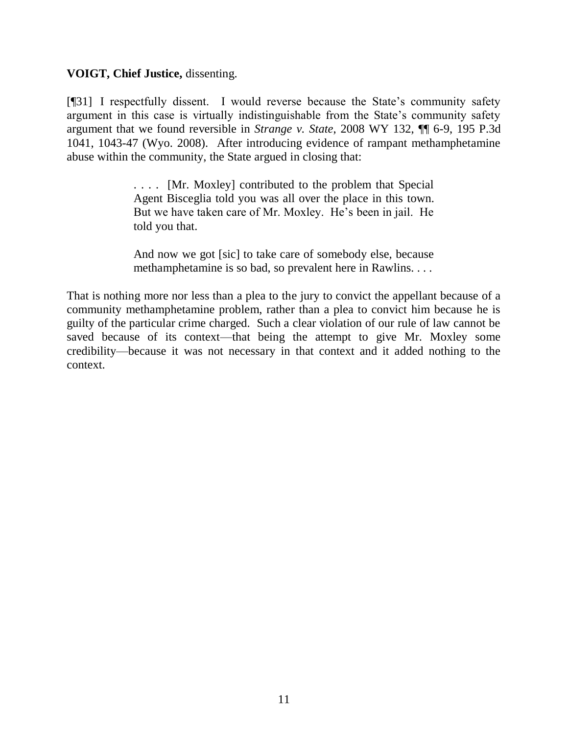**VOIGT, Chief Justice,** dissenting.

[¶31] I respectfully dissent. I would reverse because the State's community safety argument in this case is virtually indistinguishable from the State's community safety argument that we found reversible in *Strange v. State*, 2008 WY 132, ¶¶ 6-9, 195 P.3d 1041, 1043-47 (Wyo. 2008). After introducing evidence of rampant methamphetamine abuse within the community, the State argued in closing that:

> . . . . [Mr. Moxley] contributed to the problem that Special Agent Bisceglia told you was all over the place in this town. But we have taken care of Mr. Moxley. He's been in jail. He told you that.
>
> And now we got [sic] to take care of somebody else, because methamphetamine is so bad, so prevalent here in Rawlins. . . .

That is nothing more nor less than a plea to the jury to convict the appellant because of a community methamphetamine problem, rather than a plea to convict him because he is guilty of the particular crime charged. Such a clear violation of our rule of law cannot be saved because of its context—that being the attempt to give Mr. Moxley some credibility—because it was not necessary in that context and it added nothing to the context.